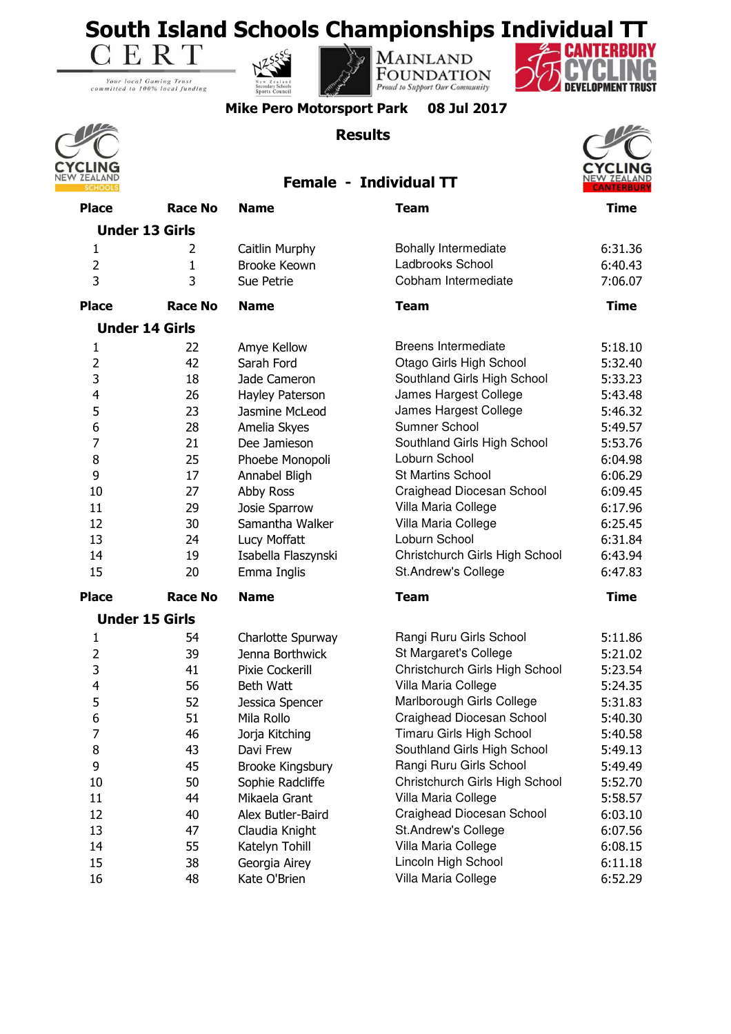# South Island Schools Championships Individual TT

CERT — Your local Gaming Trust committed to 100% local funding

NZSSSC — New Zealand Secondary Schools Sports Council

Mainland Foundation — Proud to Support Our Community

Canterbury Cycling Development Trust

**Mike Pero Motorsport Park 08 Jul 2017**

## Results

Cycling New Zealand Schools

Cycling New Zealand Canterbury

### Female - Individual TT

| Place | Race No | Name | Team | Time |
|---|---|---|---|---|
| **Under 13 Girls** | | | | |
| 1 | 2 | Caitlin Murphy | Bohally Intermediate | 6:31.36 |
| 2 | 1 | Brooke Keown | Ladbrooks School | 6:40.43 |
| 3 | 3 | Sue Petrie | Cobham Intermediate | 7:06.07 |

| Place | Race No | Name | Team | Time |
|---|---|---|---|---|
| **Under 14 Girls** | | | | |
| 1 | 22 | Amye Kellow | Breens Intermediate | 5:18.10 |
| 2 | 42 | Sarah Ford | Otago Girls High School | 5:32.40 |
| 3 | 18 | Jade Cameron | Southland Girls High School | 5:33.23 |
| 4 | 26 | Hayley Paterson | James Hargest College | 5:43.48 |
| 5 | 23 | Jasmine McLeod | James Hargest College | 5:46.32 |
| 6 | 28 | Amelia Skyes | Sumner School | 5:49.57 |
| 7 | 21 | Dee Jamieson | Southland Girls High School | 5:53.76 |
| 8 | 25 | Phoebe Monopoli | Loburn School | 6:04.98 |
| 9 | 17 | Annabel Bligh | St Martins School | 6:06.29 |
| 10 | 27 | Abby Ross | Craighead Diocesan School | 6:09.45 |
| 11 | 29 | Josie Sparrow | Villa Maria College | 6:17.96 |
| 12 | 30 | Samantha Walker | Villa Maria College | 6:25.45 |
| 13 | 24 | Lucy Moffatt | Loburn School | 6:31.84 |
| 14 | 19 | Isabella Flaszynski | Christchurch Girls High School | 6:43.94 |
| 15 | 20 | Emma Inglis | St.Andrew's College | 6:47.83 |

| Place | Race No | Name | Team | Time |
|---|---|---|---|---|
| **Under 15 Girls** | | | | |
| 1 | 54 | Charlotte Spurway | Rangi Ruru Girls School | 5:11.86 |
| 2 | 39 | Jenna Borthwick | St Margaret's College | 5:21.02 |
| 3 | 41 | Pixie Cockerill | Christchurch Girls High School | 5:23.54 |
| 4 | 56 | Beth Watt | Villa Maria College | 5:24.35 |
| 5 | 52 | Jessica Spencer | Marlborough Girls College | 5:31.83 |
| 6 | 51 | Mila Rollo | Craighead Diocesan School | 5:40.30 |
| 7 | 46 | Jorja Kitching | Timaru Girls High School | 5:40.58 |
| 8 | 43 | Davi Frew | Southland Girls High School | 5:49.13 |
| 9 | 45 | Brooke Kingsbury | Rangi Ruru Girls School | 5:49.49 |
| 10 | 50 | Sophie Radcliffe | Christchurch Girls High School | 5:52.70 |
| 11 | 44 | Mikaela Grant | Villa Maria College | 5:58.57 |
| 12 | 40 | Alex Butler-Baird | Craighead Diocesan School | 6:03.10 |
| 13 | 47 | Claudia Knight | St.Andrew's College | 6:07.56 |
| 14 | 55 | Katelyn Tohill | Villa Maria College | 6:08.15 |
| 15 | 38 | Georgia Airey | Lincoln High School | 6:11.18 |
| 16 | 48 | Kate O'Brien | Villa Maria College | 6:52.29 |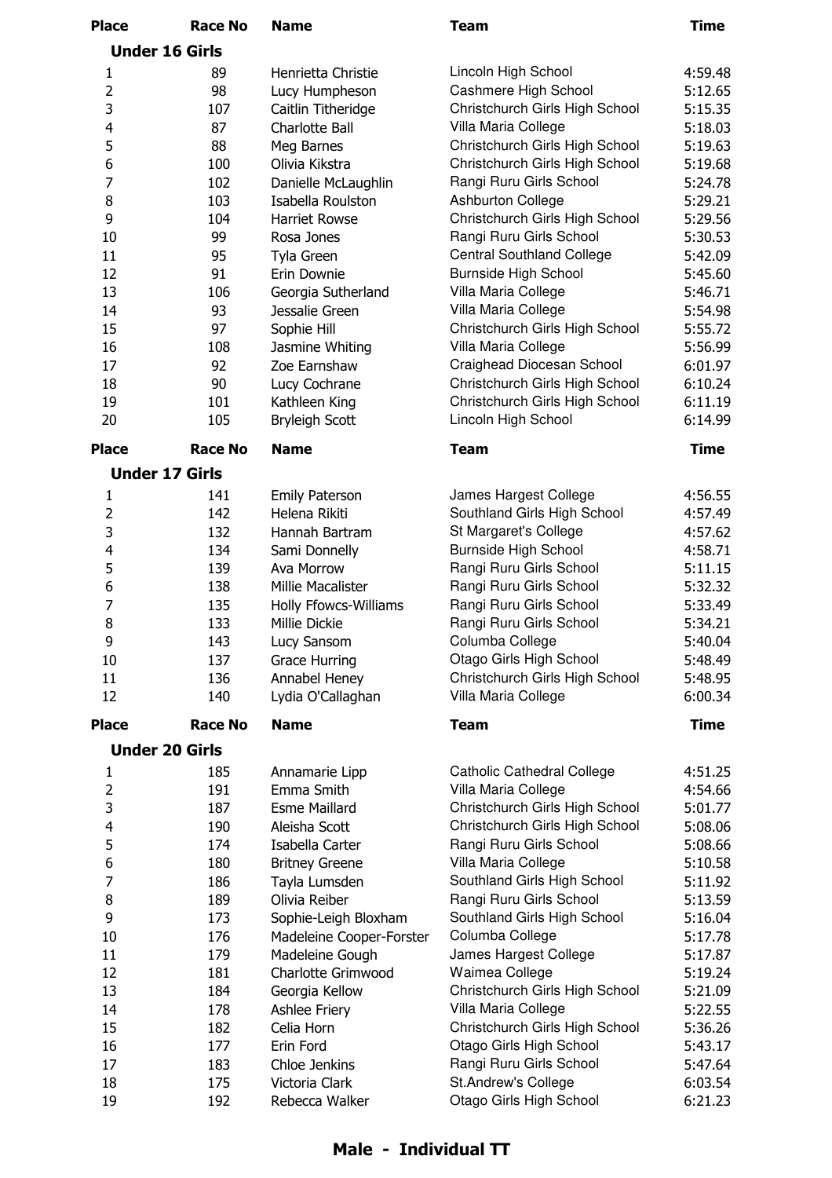| Place | Race No | Name | Team | Time |
|---|---|---|---|---|
| **Under 16 Girls** | | | | |
| 1 | 89 | Henrietta Christie | Lincoln High School | 4:59.48 |
| 2 | 98 | Lucy Humpheson | Cashmere High School | 5:12.65 |
| 3 | 107 | Caitlin Titheridge | Christchurch Girls High School | 5:15.35 |
| 4 | 87 | Charlotte Ball | Villa Maria College | 5:18.03 |
| 5 | 88 | Meg Barnes | Christchurch Girls High School | 5:19.63 |
| 6 | 100 | Olivia Kikstra | Christchurch Girls High School | 5:19.68 |
| 7 | 102 | Danielle McLaughlin | Rangi Ruru Girls School | 5:24.78 |
| 8 | 103 | Isabella Roulston | Ashburton College | 5:29.21 |
| 9 | 104 | Harriet Rowse | Christchurch Girls High School | 5:29.56 |
| 10 | 99 | Rosa Jones | Rangi Ruru Girls School | 5:30.53 |
| 11 | 95 | Tyla Green | Central Southland College | 5:42.09 |
| 12 | 91 | Erin Downie | Burnside High School | 5:45.60 |
| 13 | 106 | Georgia Sutherland | Villa Maria College | 5:46.71 |
| 14 | 93 | Jessalie Green | Villa Maria College | 5:54.98 |
| 15 | 97 | Sophie Hill | Christchurch Girls High School | 5:55.72 |
| 16 | 108 | Jasmine Whiting | Villa Maria College | 5:56.99 |
| 17 | 92 | Zoe Earnshaw | Craighead Diocesan School | 6:01.97 |
| 18 | 90 | Lucy Cochrane | Christchurch Girls High School | 6:10.24 |
| 19 | 101 | Kathleen King | Christchurch Girls High School | 6:11.19 |
| 20 | 105 | Bryleigh Scott | Lincoln High School | 6:14.99 |

| Place | Race No | Name | Team | Time |
|---|---|---|---|---|
| **Under 17 Girls** | | | | |
| 1 | 141 | Emily Paterson | James Hargest College | 4:56.55 |
| 2 | 142 | Helena Rikiti | Southland Girls High School | 4:57.49 |
| 3 | 132 | Hannah Bartram | St Margaret's College | 4:57.62 |
| 4 | 134 | Sami Donnelly | Burnside High School | 4:58.71 |
| 5 | 139 | Ava Morrow | Rangi Ruru Girls School | 5:11.15 |
| 6 | 138 | Millie Macalister | Rangi Ruru Girls School | 5:32.32 |
| 7 | 135 | Holly Ffowcs-Williams | Rangi Ruru Girls School | 5:33.49 |
| 8 | 133 | Millie Dickie | Rangi Ruru Girls School | 5:34.21 |
| 9 | 143 | Lucy Sansom | Columba College | 5:40.04 |
| 10 | 137 | Grace Hurring | Otago Girls High School | 5:48.49 |
| 11 | 136 | Annabel Heney | Christchurch Girls High School | 5:48.95 |
| 12 | 140 | Lydia O'Callaghan | Villa Maria College | 6:00.34 |

| Place | Race No | Name | Team | Time |
|---|---|---|---|---|
| **Under 20 Girls** | | | | |
| 1 | 185 | Annamarie Lipp | Catholic Cathedral College | 4:51.25 |
| 2 | 191 | Emma Smith | Villa Maria College | 4:54.66 |
| 3 | 187 | Esme Maillard | Christchurch Girls High School | 5:01.77 |
| 4 | 190 | Aleisha Scott | Christchurch Girls High School | 5:08.06 |
| 5 | 174 | Isabella Carter | Rangi Ruru Girls School | 5:08.66 |
| 6 | 180 | Britney Greene | Villa Maria College | 5:10.58 |
| 7 | 186 | Tayla Lumsden | Southland Girls High School | 5:11.92 |
| 8 | 189 | Olivia Reiber | Rangi Ruru Girls School | 5:13.59 |
| 9 | 173 | Sophie-Leigh Bloxham | Southland Girls High School | 5:16.04 |
| 10 | 176 | Madeleine Cooper-Forster | Columba College | 5:17.78 |
| 11 | 179 | Madeleine Gough | James Hargest College | 5:17.87 |
| 12 | 181 | Charlotte Grimwood | Waimea College | 5:19.24 |
| 13 | 184 | Georgia Kellow | Christchurch Girls High School | 5:21.09 |
| 14 | 178 | Ashlee Friery | Villa Maria College | 5:22.55 |
| 15 | 182 | Celia Horn | Christchurch Girls High School | 5:36.26 |
| 16 | 177 | Erin Ford | Otago Girls High School | 5:43.17 |
| 17 | 183 | Chloe Jenkins | Rangi Ruru Girls School | 5:47.64 |
| 18 | 175 | Victoria Clark | St.Andrew's College | 6:03.54 |
| 19 | 192 | Rebecca Walker | Otago Girls High School | 6:21.23 |

## Male - Individual TT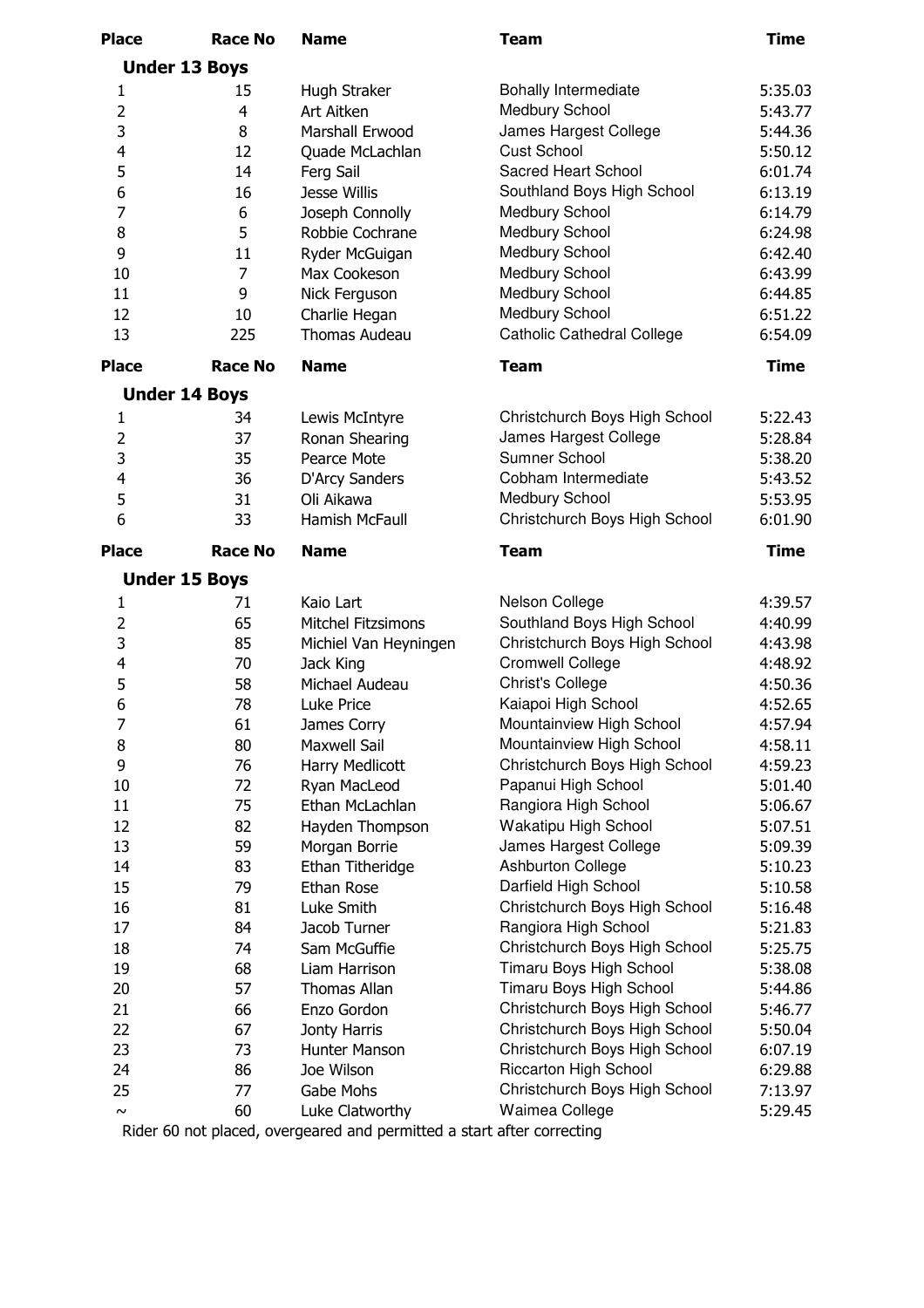| Place | Race No | Name | Team | Time |
|---|---|---|---|---|
| **Under 13 Boys** | | | | |
| 1 | 15 | Hugh Straker | Bohally Intermediate | 5:35.03 |
| 2 | 4 | Art Aitken | Medbury School | 5:43.77 |
| 3 | 8 | Marshall Erwood | James Hargest College | 5:44.36 |
| 4 | 12 | Quade McLachlan | Cust School | 5:50.12 |
| 5 | 14 | Ferg Sail | Sacred Heart School | 6:01.74 |
| 6 | 16 | Jesse Willis | Southland Boys High School | 6:13.19 |
| 7 | 6 | Joseph Connolly | Medbury School | 6:14.79 |
| 8 | 5 | Robbie Cochrane | Medbury School | 6:24.98 |
| 9 | 11 | Ryder McGuigan | Medbury School | 6:42.40 |
| 10 | 7 | Max Cookeson | Medbury School | 6:43.99 |
| 11 | 9 | Nick Ferguson | Medbury School | 6:44.85 |
| 12 | 10 | Charlie Hegan | Medbury School | 6:51.22 |
| 13 | 225 | Thomas Audeau | Catholic Cathedral College | 6:54.09 |

| Place | Race No | Name | Team | Time |
|---|---|---|---|---|
| **Under 14 Boys** | | | | |
| 1 | 34 | Lewis McIntyre | Christchurch Boys High School | 5:22.43 |
| 2 | 37 | Ronan Shearing | James Hargest College | 5:28.84 |
| 3 | 35 | Pearce Mote | Sumner School | 5:38.20 |
| 4 | 36 | D'Arcy Sanders | Cobham Intermediate | 5:43.52 |
| 5 | 31 | Oli Aikawa | Medbury School | 5:53.95 |
| 6 | 33 | Hamish McFaull | Christchurch Boys High School | 6:01.90 |

| Place | Race No | Name | Team | Time |
|---|---|---|---|---|
| **Under 15 Boys** | | | | |
| 1 | 71 | Kaio Lart | Nelson College | 4:39.57 |
| 2 | 65 | Mitchel Fitzsimons | Southland Boys High School | 4:40.99 |
| 3 | 85 | Michiel Van Heyningen | Christchurch Boys High School | 4:43.98 |
| 4 | 70 | Jack King | Cromwell College | 4:48.92 |
| 5 | 58 | Michael Audeau | Christ's College | 4:50.36 |
| 6 | 78 | Luke Price | Kaiapoi High School | 4:52.65 |
| 7 | 61 | James Corry | Mountainview High School | 4:57.94 |
| 8 | 80 | Maxwell Sail | Mountainview High School | 4:58.11 |
| 9 | 76 | Harry Medlicott | Christchurch Boys High School | 4:59.23 |
| 10 | 72 | Ryan MacLeod | Papanui High School | 5:01.40 |
| 11 | 75 | Ethan McLachlan | Rangiora High School | 5:06.67 |
| 12 | 82 | Hayden Thompson | Wakatipu High School | 5:07.51 |
| 13 | 59 | Morgan Borrie | James Hargest College | 5:09.39 |
| 14 | 83 | Ethan Titheridge | Ashburton College | 5:10.23 |
| 15 | 79 | Ethan Rose | Darfield High School | 5:10.58 |
| 16 | 81 | Luke Smith | Christchurch Boys High School | 5:16.48 |
| 17 | 84 | Jacob Turner | Rangiora High School | 5:21.83 |
| 18 | 74 | Sam McGuffie | Christchurch Boys High School | 5:25.75 |
| 19 | 68 | Liam Harrison | Timaru Boys High School | 5:38.08 |
| 20 | 57 | Thomas Allan | Timaru Boys High School | 5:44.86 |
| 21 | 66 | Enzo Gordon | Christchurch Boys High School | 5:46.77 |
| 22 | 67 | Jonty Harris | Christchurch Boys High School | 5:50.04 |
| 23 | 73 | Hunter Manson | Christchurch Boys High School | 6:07.19 |
| 24 | 86 | Joe Wilson | Riccarton High School | 6:29.88 |
| 25 | 77 | Gabe Mohs | Christchurch Boys High School | 7:13.97 |
| ~ | 60 | Luke Clatworthy | Waimea College | 5:29.45 |

Rider 60 not placed, overgeared and permitted a start after correcting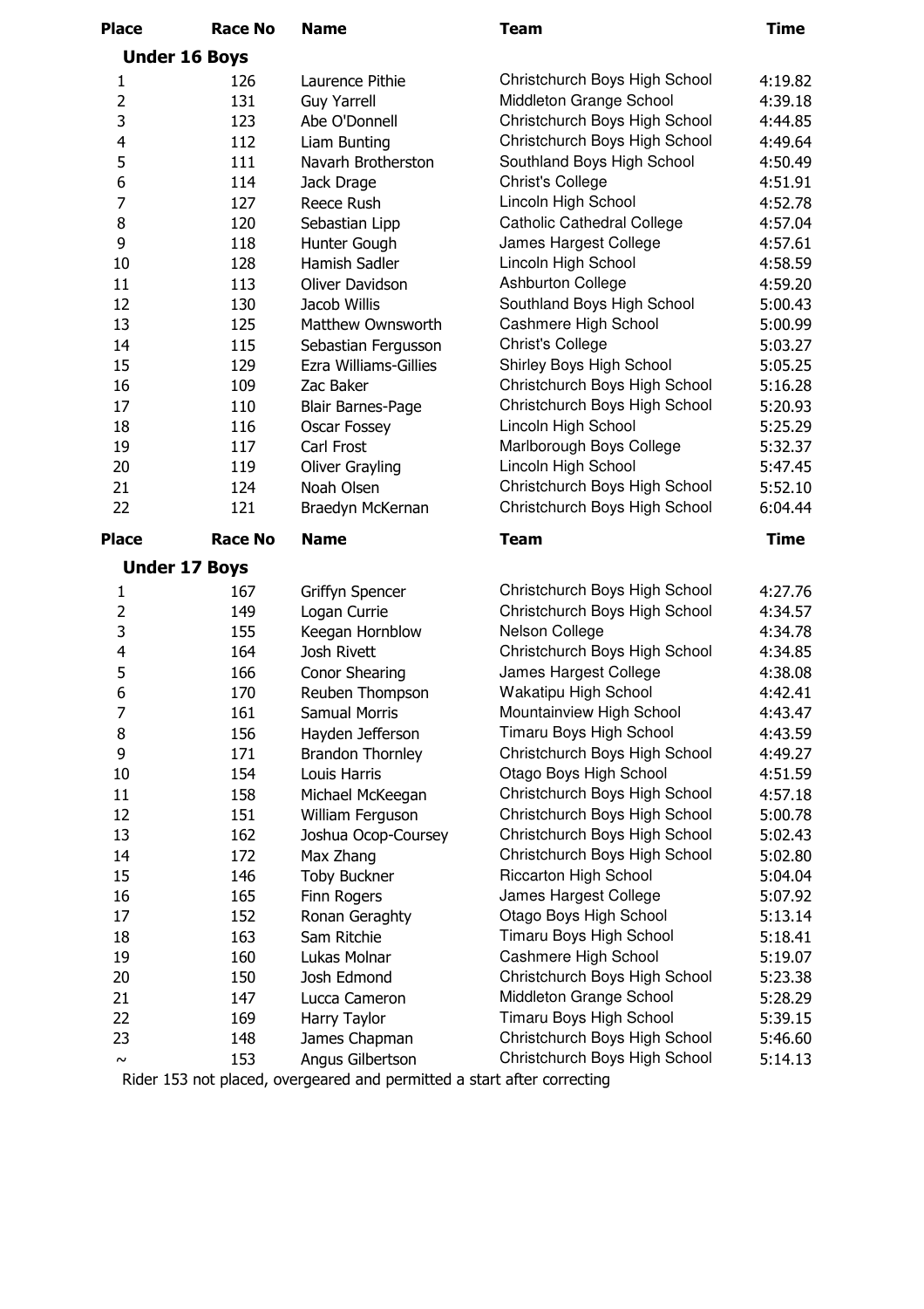## Under 16 Boys

| Place | Race No | Name | Team | Time |
|---|---|---|---|---|
| 1 | 126 | Laurence Pithie | Christchurch Boys High School | 4:19.82 |
| 2 | 131 | Guy Yarrell | Middleton Grange School | 4:39.18 |
| 3 | 123 | Abe O'Donnell | Christchurch Boys High School | 4:44.85 |
| 4 | 112 | Liam Bunting | Christchurch Boys High School | 4:49.64 |
| 5 | 111 | Navarh Brotherston | Southland Boys High School | 4:50.49 |
| 6 | 114 | Jack Drage | Christ's College | 4:51.91 |
| 7 | 127 | Reece Rush | Lincoln High School | 4:52.78 |
| 8 | 120 | Sebastian Lipp | Catholic Cathedral College | 4:57.04 |
| 9 | 118 | Hunter Gough | James Hargest College | 4:57.61 |
| 10 | 128 | Hamish Sadler | Lincoln High School | 4:58.59 |
| 11 | 113 | Oliver Davidson | Ashburton College | 4:59.20 |
| 12 | 130 | Jacob Willis | Southland Boys High School | 5:00.43 |
| 13 | 125 | Matthew Ownsworth | Cashmere High School | 5:00.99 |
| 14 | 115 | Sebastian Fergusson | Christ's College | 5:03.27 |
| 15 | 129 | Ezra Williams-Gillies | Shirley Boys High School | 5:05.25 |
| 16 | 109 | Zac Baker | Christchurch Boys High School | 5:16.28 |
| 17 | 110 | Blair Barnes-Page | Christchurch Boys High School | 5:20.93 |
| 18 | 116 | Oscar Fossey | Lincoln High School | 5:25.29 |
| 19 | 117 | Carl Frost | Marlborough Boys College | 5:32.37 |
| 20 | 119 | Oliver Grayling | Lincoln High School | 5:47.45 |
| 21 | 124 | Noah Olsen | Christchurch Boys High School | 5:52.10 |
| 22 | 121 | Braedyn McKernan | Christchurch Boys High School | 6:04.44 |

## Under 17 Boys

| Place | Race No | Name | Team | Time |
|---|---|---|---|---|
| 1 | 167 | Griffyn Spencer | Christchurch Boys High School | 4:27.76 |
| 2 | 149 | Logan Currie | Christchurch Boys High School | 4:34.57 |
| 3 | 155 | Keegan Hornblow | Nelson College | 4:34.78 |
| 4 | 164 | Josh Rivett | Christchurch Boys High School | 4:34.85 |
| 5 | 166 | Conor Shearing | James Hargest College | 4:38.08 |
| 6 | 170 | Reuben Thompson | Wakatipu High School | 4:42.41 |
| 7 | 161 | Samual Morris | Mountainview High School | 4:43.47 |
| 8 | 156 | Hayden Jefferson | Timaru Boys High School | 4:43.59 |
| 9 | 171 | Brandon Thornley | Christchurch Boys High School | 4:49.27 |
| 10 | 154 | Louis Harris | Otago Boys High School | 4:51.59 |
| 11 | 158 | Michael McKeegan | Christchurch Boys High School | 4:57.18 |
| 12 | 151 | William Ferguson | Christchurch Boys High School | 5:00.78 |
| 13 | 162 | Joshua Ocop-Coursey | Christchurch Boys High School | 5:02.43 |
| 14 | 172 | Max Zhang | Christchurch Boys High School | 5:02.80 |
| 15 | 146 | Toby Buckner | Riccarton High School | 5:04.04 |
| 16 | 165 | Finn Rogers | James Hargest College | 5:07.92 |
| 17 | 152 | Ronan Geraghty | Otago Boys High School | 5:13.14 |
| 18 | 163 | Sam Ritchie | Timaru Boys High School | 5:18.41 |
| 19 | 160 | Lukas Molnar | Cashmere High School | 5:19.07 |
| 20 | 150 | Josh Edmond | Christchurch Boys High School | 5:23.38 |
| 21 | 147 | Lucca Cameron | Middleton Grange School | 5:28.29 |
| 22 | 169 | Harry Taylor | Timaru Boys High School | 5:39.15 |
| 23 | 148 | James Chapman | Christchurch Boys High School | 5:46.60 |
| ~ | 153 | Angus Gilbertson | Christchurch Boys High School | 5:14.13 |

Rider 153 not placed, overgeared and permitted a start after correcting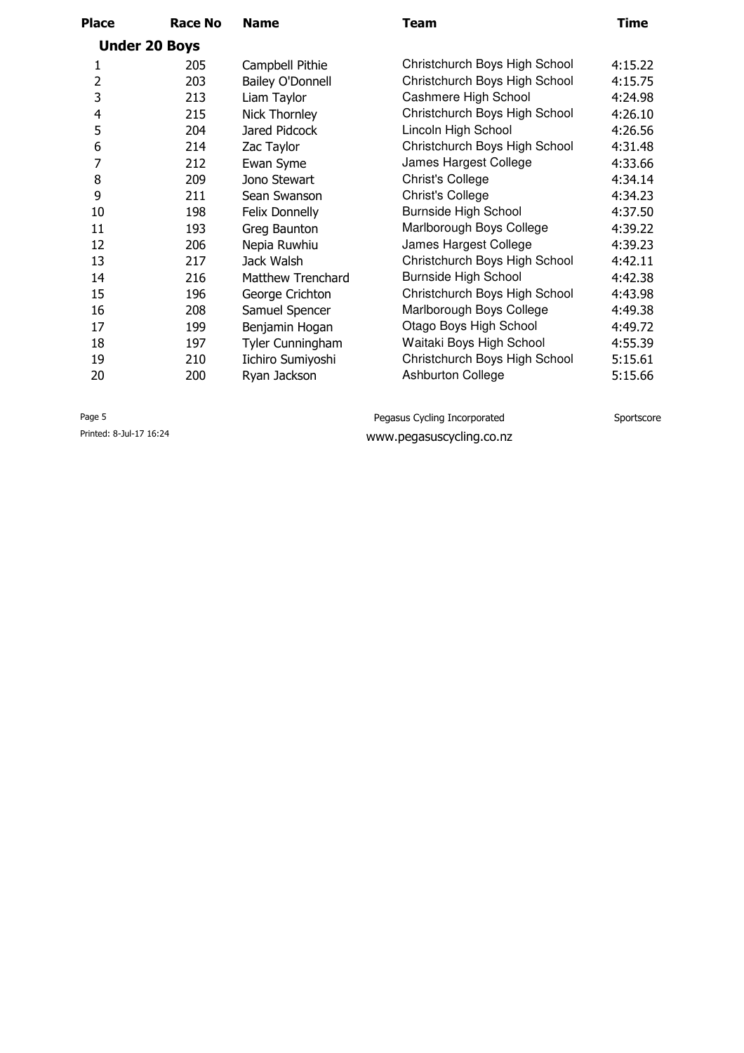| Place | Race No | Name | Team | Time |
|---|---|---|---|---|
| **Under 20 Boys** | | | | |
| 1 | 205 | Campbell Pithie | Christchurch Boys High School | 4:15.22 |
| 2 | 203 | Bailey O'Donnell | Christchurch Boys High School | 4:15.75 |
| 3 | 213 | Liam Taylor | Cashmere High School | 4:24.98 |
| 4 | 215 | Nick Thornley | Christchurch Boys High School | 4:26.10 |
| 5 | 204 | Jared Pidcock | Lincoln High School | 4:26.56 |
| 6 | 214 | Zac Taylor | Christchurch Boys High School | 4:31.48 |
| 7 | 212 | Ewan Syme | James Hargest College | 4:33.66 |
| 8 | 209 | Jono Stewart | Christ's College | 4:34.14 |
| 9 | 211 | Sean Swanson | Christ's College | 4:34.23 |
| 10 | 198 | Felix Donnelly | Burnside High School | 4:37.50 |
| 11 | 193 | Greg Baunton | Marlborough Boys College | 4:39.22 |
| 12 | 206 | Nepia Ruwhiu | James Hargest College | 4:39.23 |
| 13 | 217 | Jack Walsh | Christchurch Boys High School | 4:42.11 |
| 14 | 216 | Matthew Trenchard | Burnside High School | 4:42.38 |
| 15 | 196 | George Crichton | Christchurch Boys High School | 4:43.98 |
| 16 | 208 | Samuel Spencer | Marlborough Boys College | 4:49.38 |
| 17 | 199 | Benjamin Hogan | Otago Boys High School | 4:49.72 |
| 18 | 197 | Tyler Cunningham | Waitaki Boys High School | 4:55.39 |
| 19 | 210 | Iichiro Sumiyoshi | Christchurch Boys High School | 5:15.61 |
| 20 | 200 | Ryan Jackson | Ashburton College | 5:15.66 |